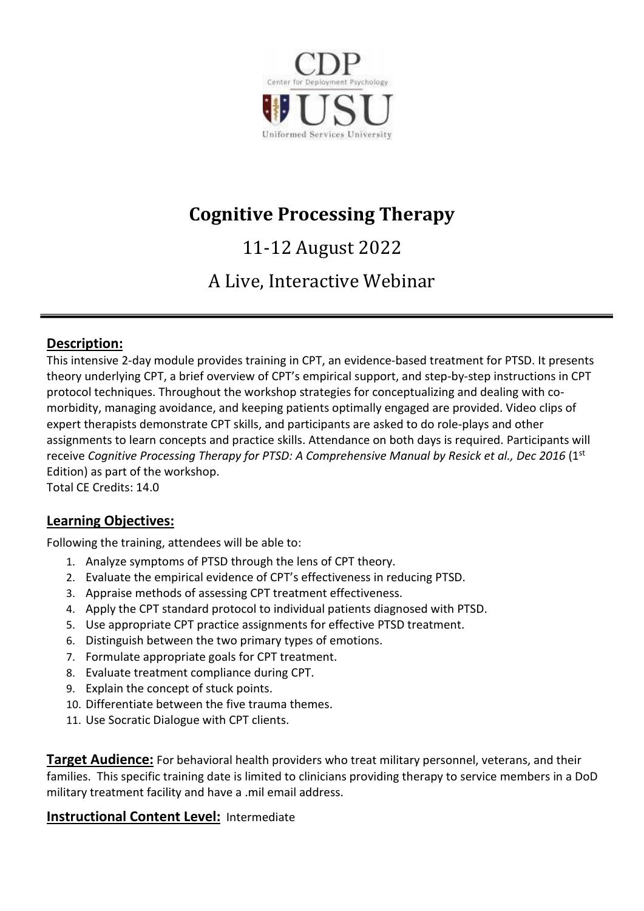CDP
Center for Deployment Psychology
USU
Uniformed Services University

# Cognitive Processing Therapy

## 11-12 August 2022

## A Live, Interactive Webinar

---

### Description:

This intensive 2-day module provides training in CPT, an evidence-based treatment for PTSD. It presents theory underlying CPT, a brief overview of CPT's empirical support, and step-by-step instructions in CPT protocol techniques. Throughout the workshop strategies for conceptualizing and dealing with co-morbidity, managing avoidance, and keeping patients optimally engaged are provided. Video clips of expert therapists demonstrate CPT skills, and participants are asked to do role-plays and other assignments to learn concepts and practice skills. Attendance on both days is required. Participants will receive *Cognitive Processing Therapy for PTSD: A Comprehensive Manual by Resick et al., Dec 2016* (1st Edition) as part of the workshop.
Total CE Credits: 14.0

### Learning Objectives:

Following the training, attendees will be able to:

1. Analyze symptoms of PTSD through the lens of CPT theory.
2. Evaluate the empirical evidence of CPT's effectiveness in reducing PTSD.
3. Appraise methods of assessing CPT treatment effectiveness.
4. Apply the CPT standard protocol to individual patients diagnosed with PTSD.
5. Use appropriate CPT practice assignments for effective PTSD treatment.
6. Distinguish between the two primary types of emotions.
7. Formulate appropriate goals for CPT treatment.
8. Evaluate treatment compliance during CPT.
9. Explain the concept of stuck points.
10. Differentiate between the five trauma themes.
11. Use Socratic Dialogue with CPT clients.

**Target Audience:** For behavioral health providers who treat military personnel, veterans, and their families. This specific training date is limited to clinicians providing therapy to service members in a DoD military treatment facility and have a .mil email address.

**Instructional Content Level:** Intermediate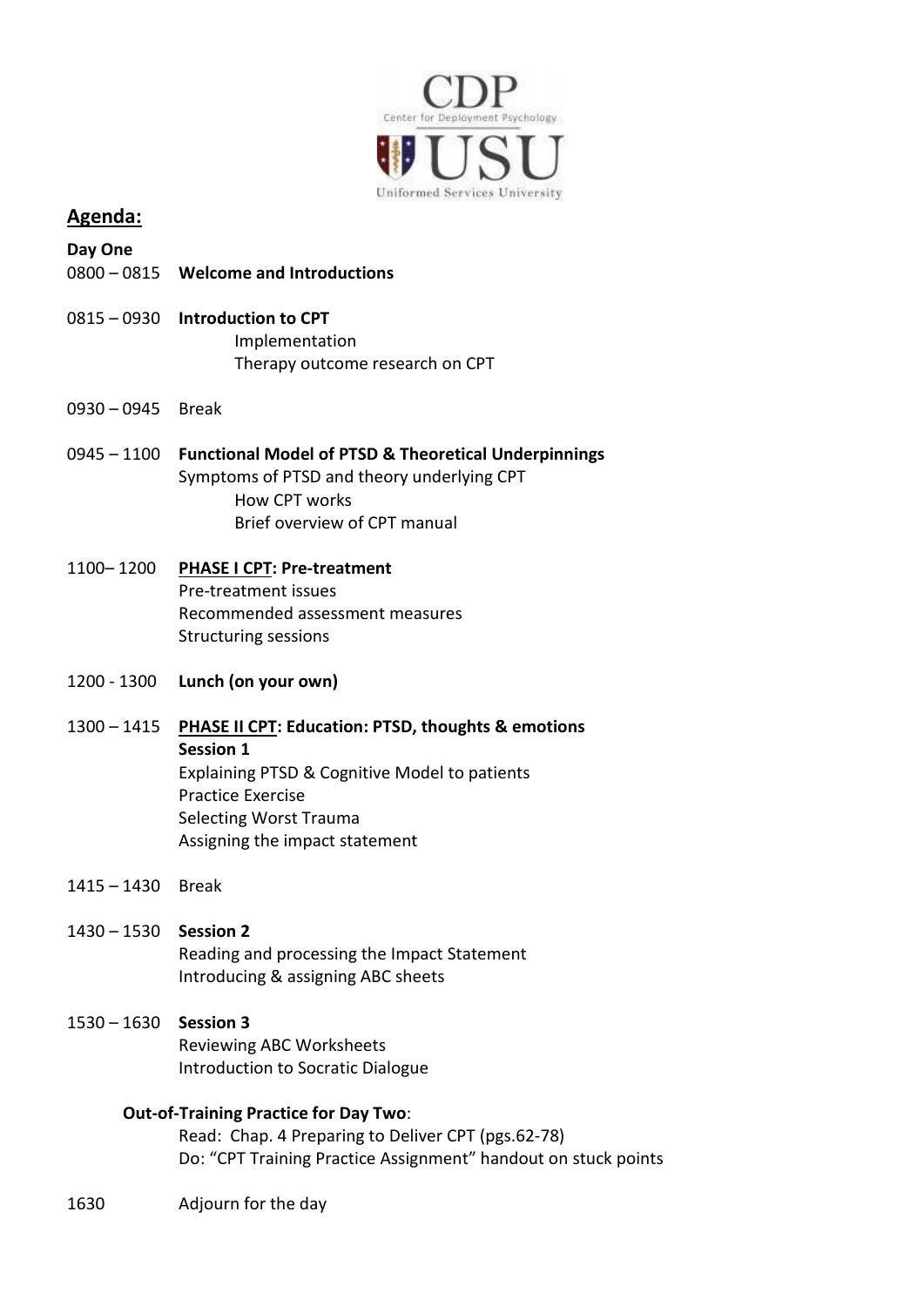## Agenda:

**Day One**

0800 – 0815 **Welcome and Introductions**

0815 – 0930 **Introduction to CPT**
- Implementation
- Therapy outcome research on CPT

0930 – 0945 Break

0945 – 1100 **Functional Model of PTSD & Theoretical Underpinnings**
Symptoms of PTSD and theory underlying CPT
- How CPT works
- Brief overview of CPT manual

1100– 1200 **PHASE I CPT: Pre-treatment**
Pre-treatment issues
Recommended assessment measures
Structuring sessions

1200 - 1300 **Lunch (on your own)**

1300 – 1415 **PHASE II CPT: Education: PTSD, thoughts & emotions**
**Session 1**
Explaining PTSD & Cognitive Model to patients
Practice Exercise
Selecting Worst Trauma
Assigning the impact statement

1415 – 1430 Break

1430 – 1530 **Session 2**
Reading and processing the Impact Statement
Introducing & assigning ABC sheets

1530 – 1630 **Session 3**
Reviewing ABC Worksheets
Introduction to Socratic Dialogue

**Out-of-Training Practice for Day Two**:
Read: Chap. 4 Preparing to Deliver CPT (pgs.62-78)
Do: "CPT Training Practice Assignment" handout on stuck points

1630 Adjourn for the day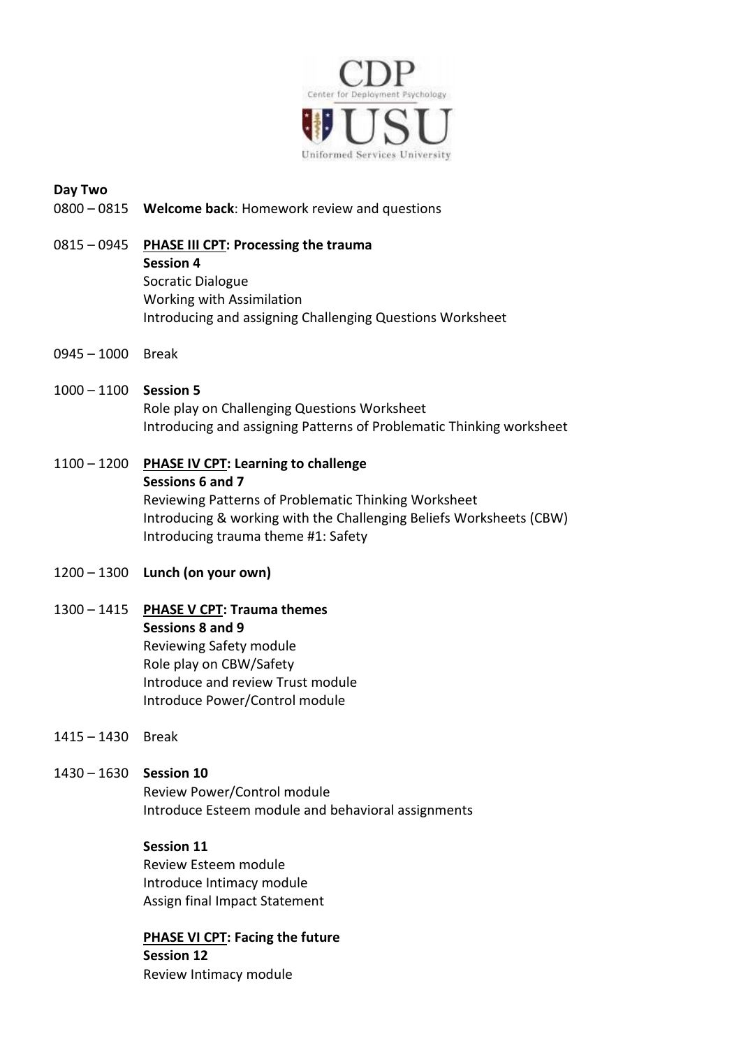**Day Two**

0800 – 0815 **Welcome back**: Homework review and questions

0815 – 0945 **PHASE III CPT: Processing the trauma**
**Session 4**
Socratic Dialogue
Working with Assimilation
Introducing and assigning Challenging Questions Worksheet

0945 – 1000 Break

1000 – 1100 **Session 5**
Role play on Challenging Questions Worksheet
Introducing and assigning Patterns of Problematic Thinking worksheet

1100 – 1200 **PHASE IV CPT: Learning to challenge**
**Sessions 6 and 7**
Reviewing Patterns of Problematic Thinking Worksheet
Introducing & working with the Challenging Beliefs Worksheets (CBW)
Introducing trauma theme #1: Safety

1200 – 1300 **Lunch (on your own)**

1300 – 1415 **PHASE V CPT: Trauma themes**
**Sessions 8 and 9**
Reviewing Safety module
Role play on CBW/Safety
Introduce and review Trust module
Introduce Power/Control module

1415 – 1430 Break

1430 – 1630 **Session 10**
Review Power/Control module
Introduce Esteem module and behavioral assignments

**Session 11**
Review Esteem module
Introduce Intimacy module
Assign final Impact Statement

**PHASE VI CPT: Facing the future**
**Session 12**
Review Intimacy module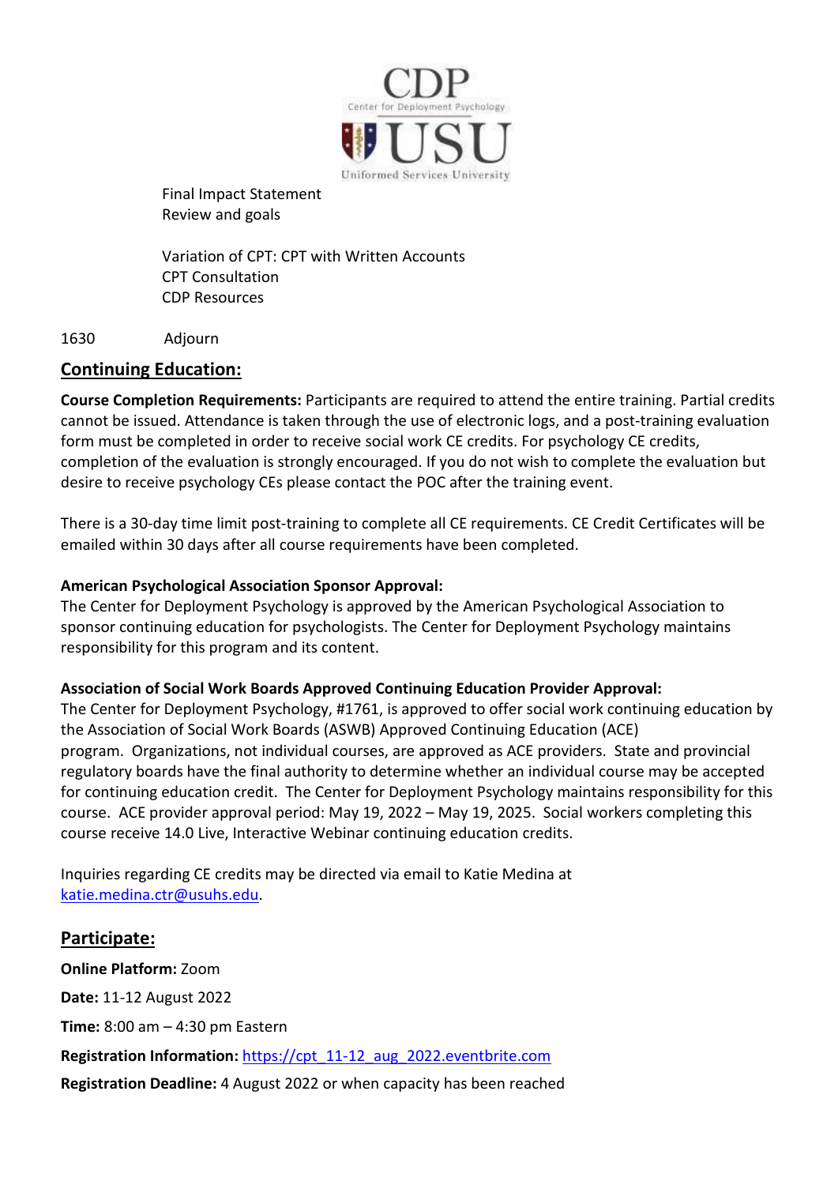Final Impact Statement
Review and goals

Variation of CPT: CPT with Written Accounts
CPT Consultation
CDP Resources

1630 Adjourn

## Continuing Education:

**Course Completion Requirements:** Participants are required to attend the entire training. Partial credits cannot be issued. Attendance is taken through the use of electronic logs, and a post-training evaluation form must be completed in order to receive social work CE credits. For psychology CE credits, completion of the evaluation is strongly encouraged. If you do not wish to complete the evaluation but desire to receive psychology CEs please contact the POC after the training event.

There is a 30-day time limit post-training to complete all CE requirements. CE Credit Certificates will be emailed within 30 days after all course requirements have been completed.

**American Psychological Association Sponsor Approval:**
The Center for Deployment Psychology is approved by the American Psychological Association to sponsor continuing education for psychologists. The Center for Deployment Psychology maintains responsibility for this program and its content.

**Association of Social Work Boards Approved Continuing Education Provider Approval:**
The Center for Deployment Psychology, #1761, is approved to offer social work continuing education by the Association of Social Work Boards (ASWB) Approved Continuing Education (ACE) program. Organizations, not individual courses, are approved as ACE providers. State and provincial regulatory boards have the final authority to determine whether an individual course may be accepted for continuing education credit. The Center for Deployment Psychology maintains responsibility for this course. ACE provider approval period: May 19, 2022 – May 19, 2025. Social workers completing this course receive 14.0 Live, Interactive Webinar continuing education credits.

Inquiries regarding CE credits may be directed via email to Katie Medina at katie.medina.ctr@usuhs.edu.

## Participate:

**Online Platform:** Zoom

**Date:** 11-12 August 2022

**Time:** 8:00 am – 4:30 pm Eastern

**Registration Information:** https://cpt_11-12_aug_2022.eventbrite.com

**Registration Deadline:** 4 August 2022 or when capacity has been reached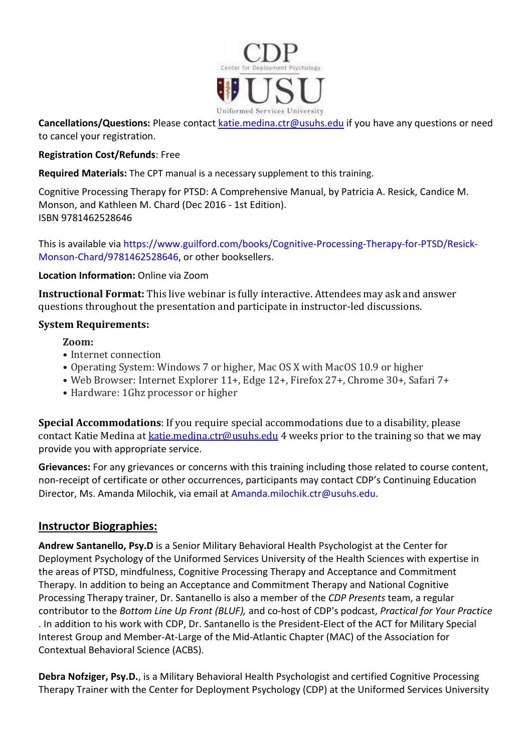**Cancellations/Questions:** Please contact katie.medina.ctr@usuhs.edu if you have any questions or need to cancel your registration.

**Registration Cost/Refunds**: Free

**Required Materials:** The CPT manual is a necessary supplement to this training.

Cognitive Processing Therapy for PTSD: A Comprehensive Manual, by Patricia A. Resick, Candice M. Monson, and Kathleen M. Chard (Dec 2016 - 1st Edition).
ISBN 9781462528646

This is available via https://www.guilford.com/books/Cognitive-Processing-Therapy-for-PTSD/Resick-Monson-Chard/9781462528646, or other booksellers.

**Location Information:** Online via Zoom

**Instructional Format:** This live webinar is fully interactive. Attendees may ask and answer questions throughout the presentation and participate in instructor-led discussions.

**System Requirements:**

**Zoom:**

- Internet connection
- Operating System: Windows 7 or higher, Mac OS X with MacOS 10.9 or higher
- Web Browser: Internet Explorer 11+, Edge 12+, Firefox 27+, Chrome 30+, Safari 7+
- Hardware: 1Ghz processor or higher

**Special Accommodations**: If you require special accommodations due to a disability, please contact Katie Medina at katie.medina.ctr@usuhs.edu 4 weeks prior to the training so that we may provide you with appropriate service.

**Grievances:** For any grievances or concerns with this training including those related to course content, non-receipt of certificate or other occurrences, participants may contact CDP's Continuing Education Director, Ms. Amanda Milochik, via email at Amanda.milochik.ctr@usuhs.edu.

## Instructor Biographies:

**Andrew Santanello, Psy.D** is a Senior Military Behavioral Health Psychologist at the Center for Deployment Psychology of the Uniformed Services University of the Health Sciences with expertise in the areas of PTSD, mindfulness, Cognitive Processing Therapy and Acceptance and Commitment Therapy. In addition to being an Acceptance and Commitment Therapy and National Cognitive Processing Therapy trainer, Dr. Santanello is also a member of the *CDP Presents* team, a regular contributor to the *Bottom Line Up Front (BLUF),* and co-host of CDP's podcast, *Practical for Your Practice* . In addition to his work with CDP, Dr. Santanello is the President-Elect of the ACT for Military Special Interest Group and Member-At-Large of the Mid-Atlantic Chapter (MAC) of the Association for Contextual Behavioral Science (ACBS).

**Debra Nofziger, Psy.D.**, is a Military Behavioral Health Psychologist and certified Cognitive Processing Therapy Trainer with the Center for Deployment Psychology (CDP) at the Uniformed Services University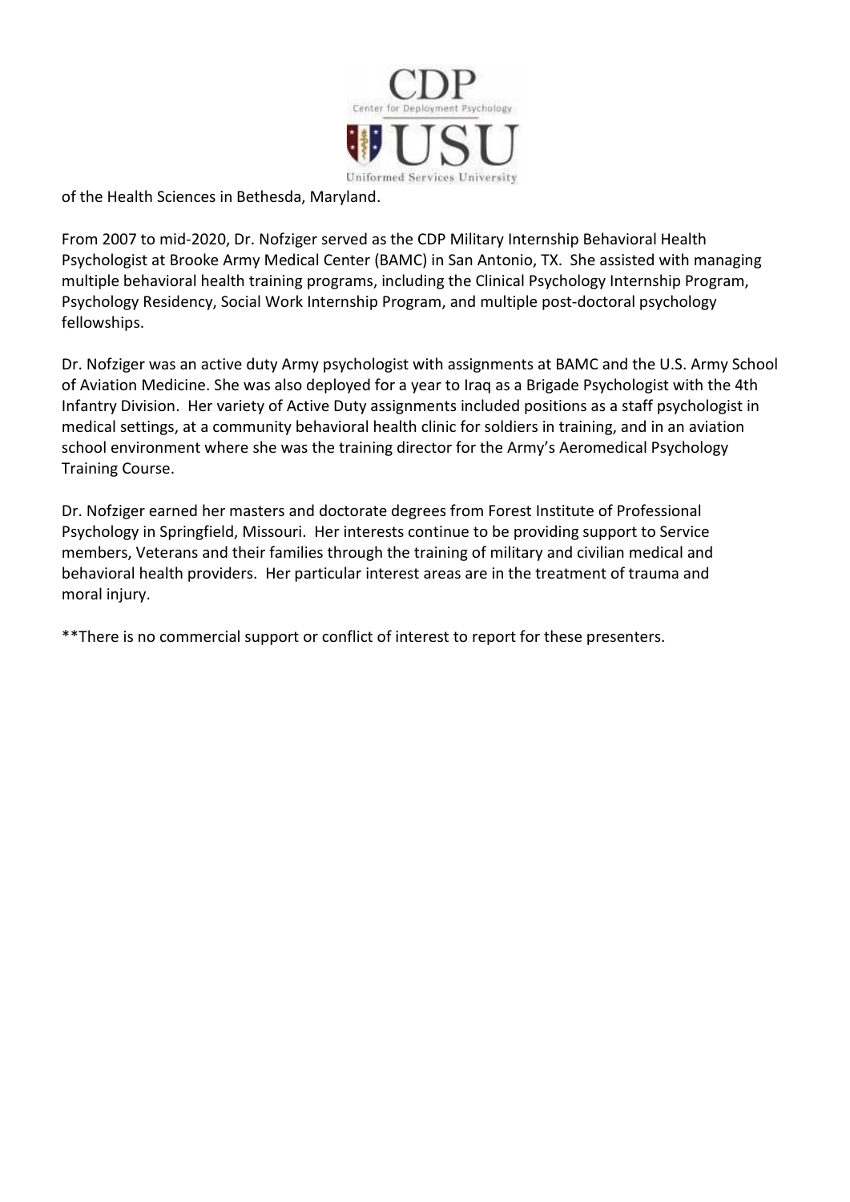of the Health Sciences in Bethesda, Maryland.

From 2007 to mid-2020, Dr. Nofziger served as the CDP Military Internship Behavioral Health Psychologist at Brooke Army Medical Center (BAMC) in San Antonio, TX. She assisted with managing multiple behavioral health training programs, including the Clinical Psychology Internship Program, Psychology Residency, Social Work Internship Program, and multiple post-doctoral psychology fellowships.

Dr. Nofziger was an active duty Army psychologist with assignments at BAMC and the U.S. Army School of Aviation Medicine. She was also deployed for a year to Iraq as a Brigade Psychologist with the 4th Infantry Division. Her variety of Active Duty assignments included positions as a staff psychologist in medical settings, at a community behavioral health clinic for soldiers in training, and in an aviation school environment where she was the training director for the Army's Aeromedical Psychology Training Course.

Dr. Nofziger earned her masters and doctorate degrees from Forest Institute of Professional Psychology in Springfield, Missouri. Her interests continue to be providing support to Service members, Veterans and their families through the training of military and civilian medical and behavioral health providers. Her particular interest areas are in the treatment of trauma and moral injury.

**There is no commercial support or conflict of interest to report for these presenters.